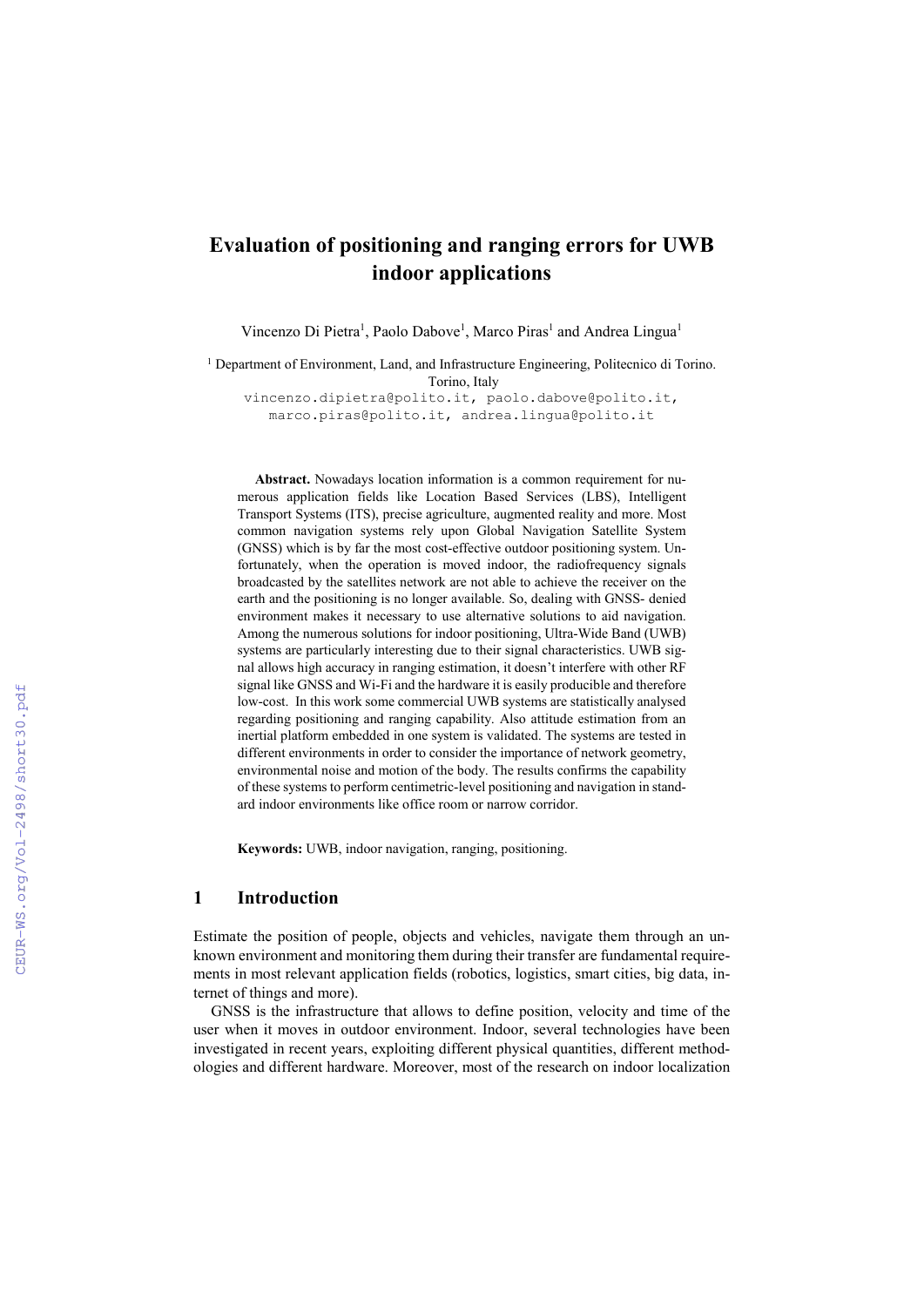# Evaluation of positioning and ranging errors for UWB indoor applications

Vincenzo Di Pietra[1], Paolo Dabove[1], Marco Piras[1] and Andrea Lingua[1]

[1] Department of Environment, Land, and Infrastructure Engineering, Politecnico di Torino. Torino, Italy

vincenzo.dipietra@polito.it, paolo.dabove@polito.it, marco.piras@polito.it, andrea.lingua@polito.it

**Abstract.** Nowadays location information is a common requirement for numerous application fields like Location Based Services (LBS), Intelligent Transport Systems (ITS), precise agriculture, augmented reality and more. Most common navigation systems rely upon Global Navigation Satellite System (GNSS) which is by far the most cost-effective outdoor positioning system. Unfortunately, when the operation is moved indoor, the radiofrequency signals broadcasted by the satellites network are not able to achieve the receiver on the earth and the positioning is no longer available. So, dealing with GNSS- denied environment makes it necessary to use alternative solutions to aid navigation. Among the numerous solutions for indoor positioning, Ultra-Wide Band (UWB) systems are particularly interesting due to their signal characteristics. UWB signal allows high accuracy in ranging estimation, it doesn't interfere with other RF signal like GNSS and Wi-Fi and the hardware it is easily producible and therefore low-cost. In this work some commercial UWB systems are statistically analysed regarding positioning and ranging capability. Also attitude estimation from an inertial platform embedded in one system is validated. The systems are tested in different environments in order to consider the importance of network geometry, environmental noise and motion of the body. The results confirms the capability of these systems to perform centimetric-level positioning and navigation in standard indoor environments like office room or narrow corridor.

**Keywords:** UWB, indoor navigation, ranging, positioning.

## 1 Introduction

Estimate the position of people, objects and vehicles, navigate them through an unknown environment and monitoring them during their transfer are fundamental requirements in most relevant application fields (robotics, logistics, smart cities, big data, internet of things and more).

GNSS is the infrastructure that allows to define position, velocity and time of the user when it moves in outdoor environment. Indoor, several technologies have been investigated in recent years, exploiting different physical quantities, different methodologies and different hardware. Moreover, most of the research on indoor localization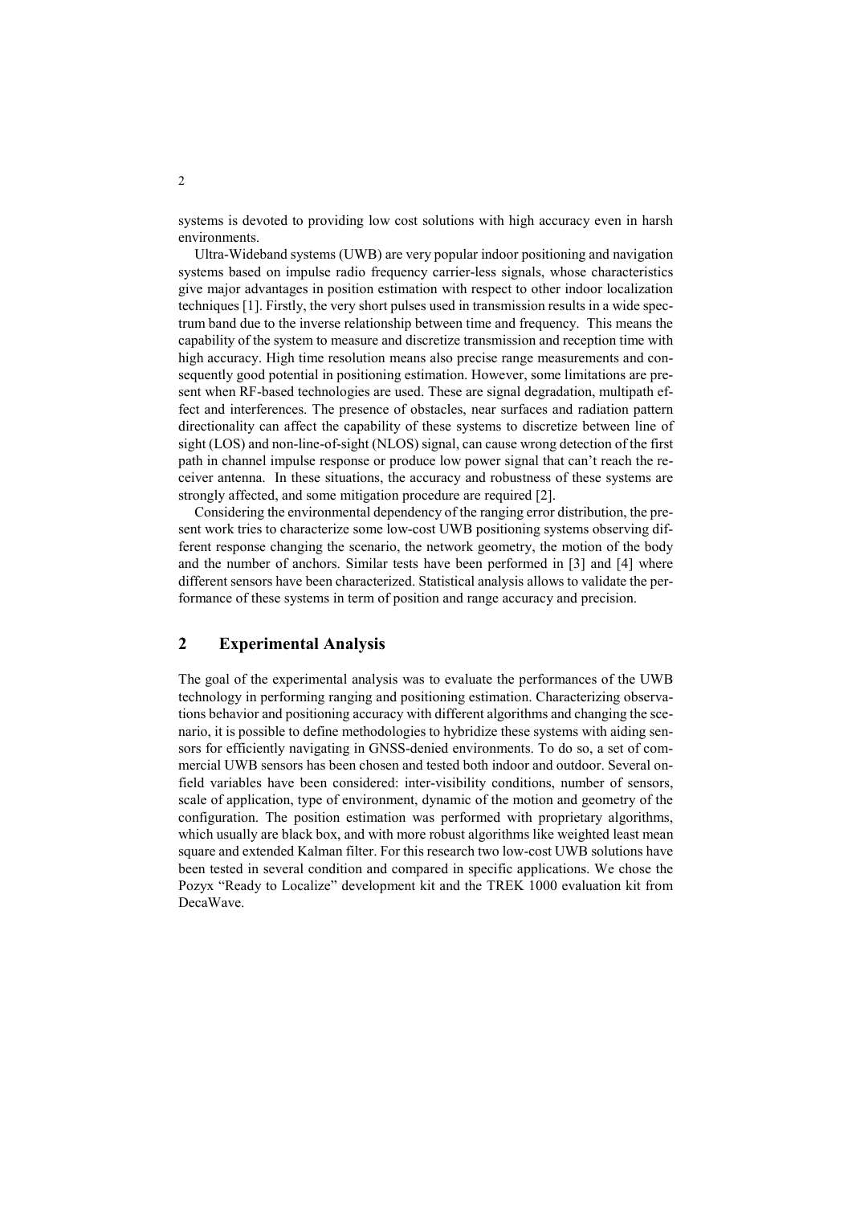systems is devoted to providing low cost solutions with high accuracy even in harsh environments.

Ultra-Wideband systems (UWB) are very popular indoor positioning and navigation systems based on impulse radio frequency carrier-less signals, whose characteristics give major advantages in position estimation with respect to other indoor localization techniques [1]. Firstly, the very short pulses used in transmission results in a wide spectrum band due to the inverse relationship between time and frequency. This means the capability of the system to measure and discretize transmission and reception time with high accuracy. High time resolution means also precise range measurements and consequently good potential in positioning estimation. However, some limitations are present when RF-based technologies are used. These are signal degradation, multipath effect and interferences. The presence of obstacles, near surfaces and radiation pattern directionality can affect the capability of these systems to discretize between line of sight (LOS) and non-line-of-sight (NLOS) signal, can cause wrong detection of the first path in channel impulse response or produce low power signal that can't reach the receiver antenna. In these situations, the accuracy and robustness of these systems are strongly affected, and some mitigation procedure are required [2].

Considering the environmental dependency of the ranging error distribution, the present work tries to characterize some low-cost UWB positioning systems observing different response changing the scenario, the network geometry, the motion of the body and the number of anchors. Similar tests have been performed in [3] and [4] where different sensors have been characterized. Statistical analysis allows to validate the performance of these systems in term of position and range accuracy and precision.

## 2 Experimental Analysis

The goal of the experimental analysis was to evaluate the performances of the UWB technology in performing ranging and positioning estimation. Characterizing observations behavior and positioning accuracy with different algorithms and changing the scenario, it is possible to define methodologies to hybridize these systems with aiding sensors for efficiently navigating in GNSS-denied environments. To do so, a set of commercial UWB sensors has been chosen and tested both indoor and outdoor. Several on-field variables have been considered: inter-visibility conditions, number of sensors, scale of application, type of environment, dynamic of the motion and geometry of the configuration. The position estimation was performed with proprietary algorithms, which usually are black box, and with more robust algorithms like weighted least mean square and extended Kalman filter. For this research two low-cost UWB solutions have been tested in several condition and compared in specific applications. We chose the Pozyx "Ready to Localize" development kit and the TREK 1000 evaluation kit from DecaWave.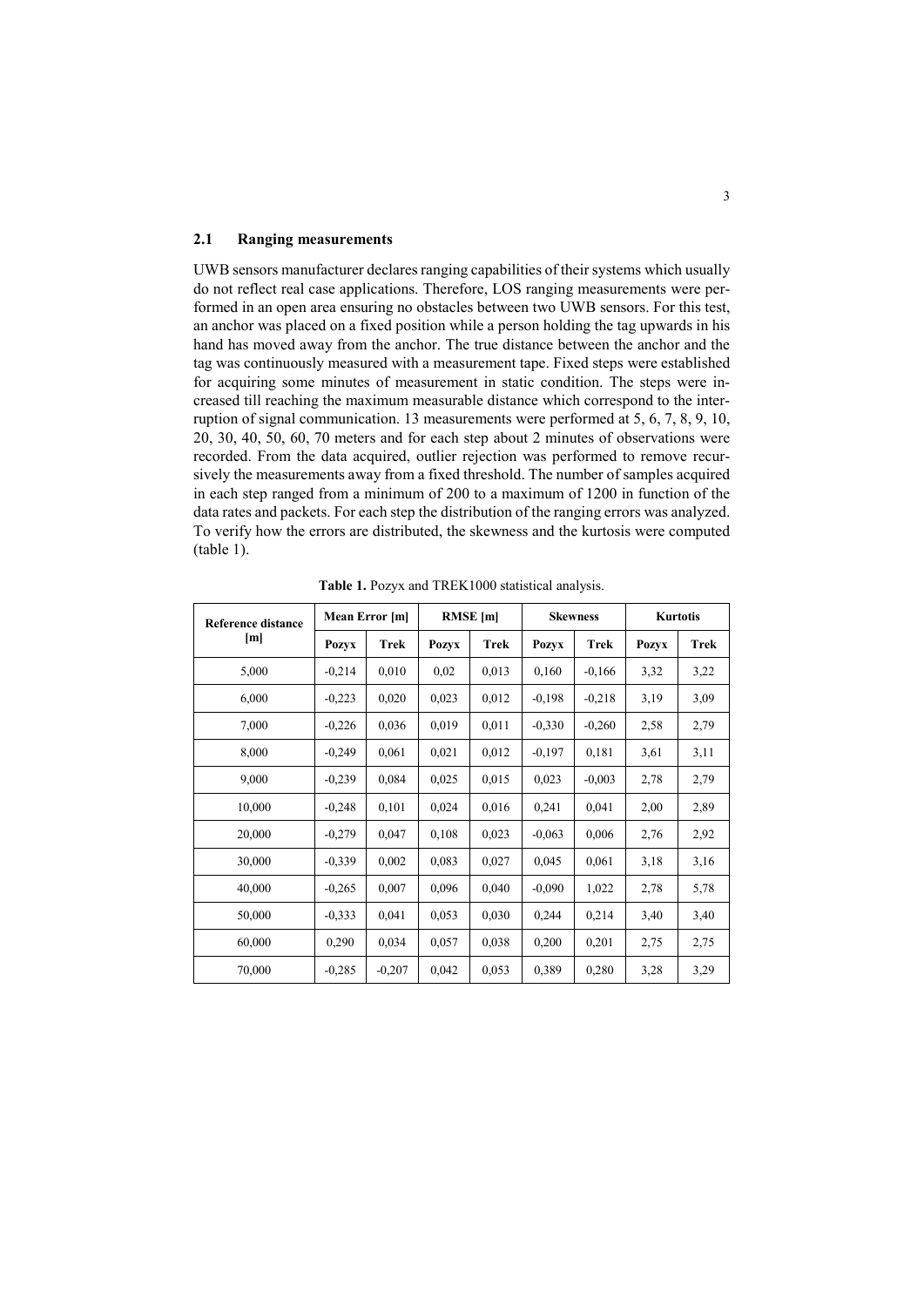### 2.1 Ranging measurements

UWB sensors manufacturer declares ranging capabilities of their systems which usually do not reflect real case applications. Therefore, LOS ranging measurements were performed in an open area ensuring no obstacles between two UWB sensors. For this test, an anchor was placed on a fixed position while a person holding the tag upwards in his hand has moved away from the anchor. The true distance between the anchor and the tag was continuously measured with a measurement tape. Fixed steps were established for acquiring some minutes of measurement in static condition. The steps were increased till reaching the maximum measurable distance which correspond to the interruption of signal communication. 13 measurements were performed at 5, 6, 7, 8, 9, 10, 20, 30, 40, 50, 60, 70 meters and for each step about 2 minutes of observations were recorded. From the data acquired, outlier rejection was performed to remove recursively the measurements away from a fixed threshold. The number of samples acquired in each step ranged from a minimum of 200 to a maximum of 1200 in function of the data rates and packets. For each step the distribution of the ranging errors was analyzed. To verify how the errors are distributed, the skewness and the kurtosis were computed (table 1).

**Table 1.** Pozyx and TREK1000 statistical analysis.

| Reference distance [m] | Mean Error [m] | | RMSE [m] | | Skewness | | Kurtotis | |
|---|---|---|---|---|---|---|---|---|
| | Pozyx | Trek | Pozyx | Trek | Pozyx | Trek | Pozyx | Trek |
| 5,000 | -0,214 | 0,010 | 0,02 | 0,013 | 0,160 | -0,166 | 3,32 | 3,22 |
| 6,000 | -0,223 | 0,020 | 0,023 | 0,012 | -0,198 | -0,218 | 3,19 | 3,09 |
| 7,000 | -0,226 | 0,036 | 0,019 | 0,011 | -0,330 | -0,260 | 2,58 | 2,79 |
| 8,000 | -0,249 | 0,061 | 0,021 | 0,012 | -0,197 | 0,181 | 3,61 | 3,11 |
| 9,000 | -0,239 | 0,084 | 0,025 | 0,015 | 0,023 | -0,003 | 2,78 | 2,79 |
| 10,000 | -0,248 | 0,101 | 0,024 | 0,016 | 0,241 | 0,041 | 2,00 | 2,89 |
| 20,000 | -0,279 | 0,047 | 0,108 | 0,023 | -0,063 | 0,006 | 2,76 | 2,92 |
| 30,000 | -0,339 | 0,002 | 0,083 | 0,027 | 0,045 | 0,061 | 3,18 | 3,16 |
| 40,000 | -0,265 | 0,007 | 0,096 | 0,040 | -0,090 | 1,022 | 2,78 | 5,78 |
| 50,000 | -0,333 | 0,041 | 0,053 | 0,030 | 0,244 | 0,214 | 3,40 | 3,40 |
| 60,000 | 0,290 | 0,034 | 0,057 | 0,038 | 0,200 | 0,201 | 2,75 | 2,75 |
| 70,000 | -0,285 | -0,207 | 0,042 | 0,053 | 0,389 | 0,280 | 3,28 | 3,29 |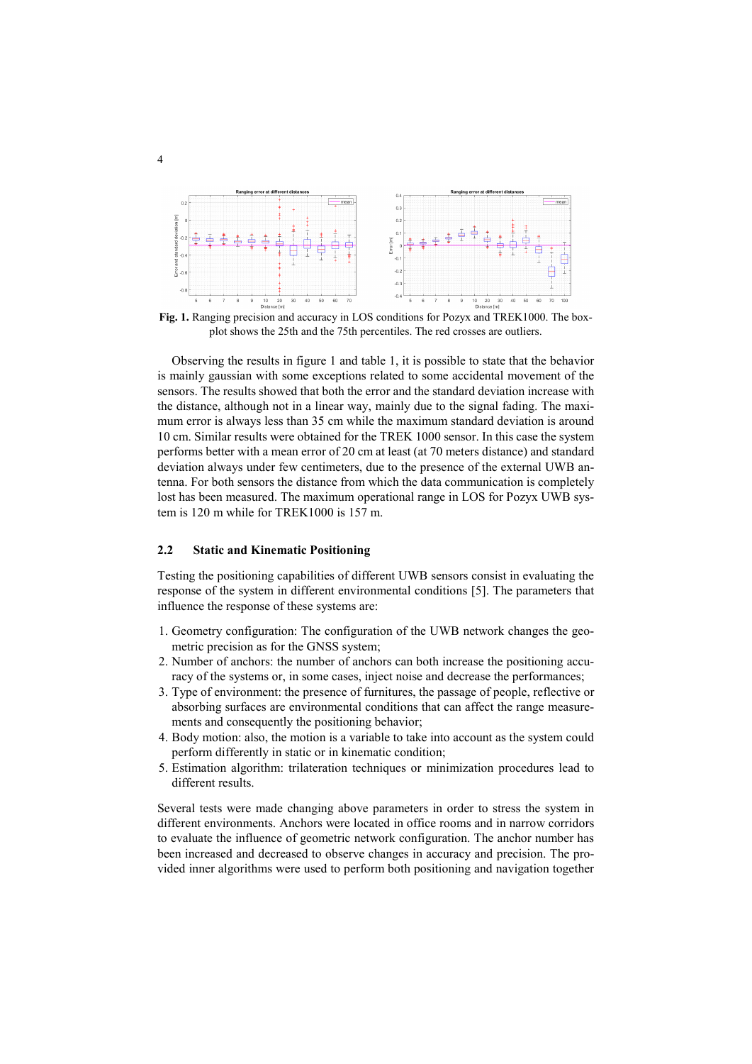**Fig. 1.** Ranging precision and accuracy in LOS conditions for Pozyx and TREK1000. The box-plot shows the 25th and the 75th percentiles. The red crosses are outliers.

Observing the results in figure 1 and table 1, it is possible to state that the behavior is mainly gaussian with some exceptions related to some accidental movement of the sensors. The results showed that both the error and the standard deviation increase with the distance, although not in a linear way, mainly due to the signal fading. The maximum error is always less than 35 cm while the maximum standard deviation is around 10 cm. Similar results were obtained for the TREK 1000 sensor. In this case the system performs better with a mean error of 20 cm at least (at 70 meters distance) and standard deviation always under few centimeters, due to the presence of the external UWB antenna. For both sensors the distance from which the data communication is completely lost has been measured. The maximum operational range in LOS for Pozyx UWB system is 120 m while for TREK1000 is 157 m.

### 2.2 Static and Kinematic Positioning

Testing the positioning capabilities of different UWB sensors consist in evaluating the response of the system in different environmental conditions [5]. The parameters that influence the response of these systems are:

1. Geometry configuration: The configuration of the UWB network changes the geometric precision as for the GNSS system;
2. Number of anchors: the number of anchors can both increase the positioning accuracy of the systems or, in some cases, inject noise and decrease the performances;
3. Type of environment: the presence of furnitures, the passage of people, reflective or absorbing surfaces are environmental conditions that can affect the range measurements and consequently the positioning behavior;
4. Body motion: also, the motion is a variable to take into account as the system could perform differently in static or in kinematic condition;
5. Estimation algorithm: trilateration techniques or minimization procedures lead to different results.

Several tests were made changing above parameters in order to stress the system in different environments. Anchors were located in office rooms and in narrow corridors to evaluate the influence of geometric network configuration. The anchor number has been increased and decreased to observe changes in accuracy and precision. The provided inner algorithms were used to perform both positioning and navigation together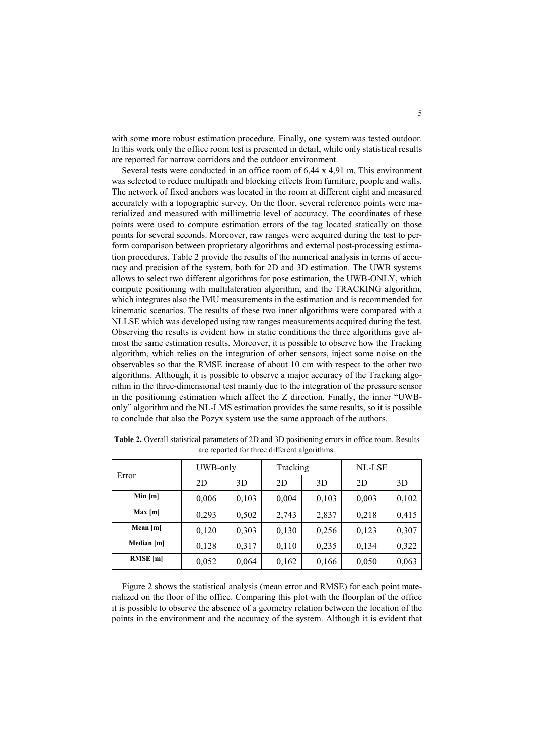with some more robust estimation procedure. Finally, one system was tested outdoor. In this work only the office room test is presented in detail, while only statistical results are reported for narrow corridors and the outdoor environment.

Several tests were conducted in an office room of 6,44 x 4,91 m. This environment was selected to reduce multipath and blocking effects from furniture, people and walls. The network of fixed anchors was located in the room at different eight and measured accurately with a topographic survey. On the floor, several reference points were materialized and measured with millimetric level of accuracy. The coordinates of these points were used to compute estimation errors of the tag located statically on those points for several seconds. Moreover, raw ranges were acquired during the test to perform comparison between proprietary algorithms and external post-processing estimation procedures. Table 2 provide the results of the numerical analysis in terms of accuracy and precision of the system, both for 2D and 3D estimation. The UWB systems allows to select two different algorithms for pose estimation, the UWB-ONLY, which compute positioning with multilateration algorithm, and the TRACKING algorithm, which integrates also the IMU measurements in the estimation and is recommended for kinematic scenarios. The results of these two inner algorithms were compared with a NLLSE which was developed using raw ranges measurements acquired during the test. Observing the results is evident how in static conditions the three algorithms give almost the same estimation results. Moreover, it is possible to observe how the Tracking algorithm, which relies on the integration of other sensors, inject some noise on the observables so that the RMSE increase of about 10 cm with respect to the other two algorithms. Although, it is possible to observe a major accuracy of the Tracking algorithm in the three-dimensional test mainly due to the integration of the pressure sensor in the positioning estimation which affect the Z direction. Finally, the inner "UWB-only" algorithm and the NL-LMS estimation provides the same results, so it is possible to conclude that also the Pozyx system use the same approach of the authors.

**Table 2.** Overall statistical parameters of 2D and 3D positioning errors in office room. Results are reported for three different algorithms.

| Error | UWB-only | | Tracking | | NL-LSE | |
|---|---|---|---|---|---|---|
| | 2D | 3D | 2D | 3D | 2D | 3D |
| **Min [m]** | 0,006 | 0,103 | 0,004 | 0,103 | 0,003 | 0,102 |
| **Max [m]** | 0,293 | 0,502 | 2,743 | 2,837 | 0,218 | 0,415 |
| **Mean [m]** | 0,120 | 0,303 | 0,130 | 0,256 | 0,123 | 0,307 |
| **Median [m]** | 0,128 | 0,317 | 0,110 | 0,235 | 0,134 | 0,322 |
| **RMSE [m]** | 0,052 | 0,064 | 0,162 | 0,166 | 0,050 | 0,063 |

Figure 2 shows the statistical analysis (mean error and RMSE) for each point materialized on the floor of the office. Comparing this plot with the floorplan of the office it is possible to observe the absence of a geometry relation between the location of the points in the environment and the accuracy of the system. Although it is evident that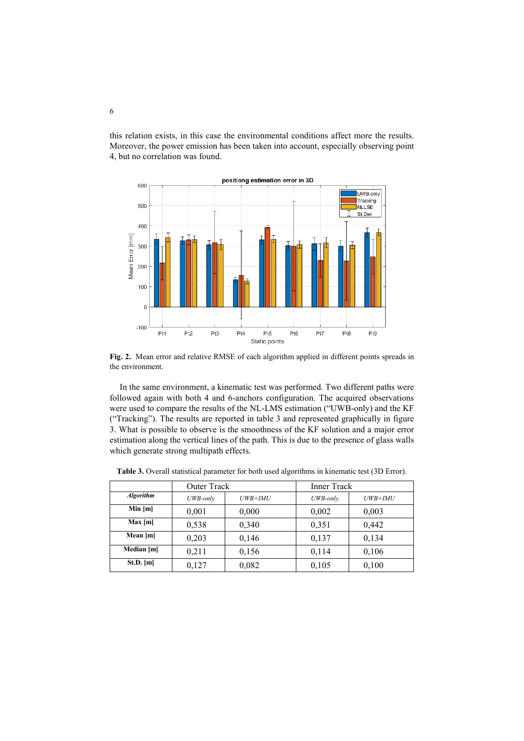this relation exists, in this case the environmental conditions affect more the results. Moreover, the power emission has been taken into account, especially observing point 4, but no correlation was found.

**Fig. 2.** Mean error and relative RMSE of each algorithm applied in different points spreads in the environment.

In the same environment, a kinematic test was performed. Two different paths were followed again with both 4 and 6-anchors configuration. The acquired observations were used to compare the results of the NL-LMS estimation ("UWB-only) and the KF ("Tracking"). The results are reported in table 3 and represented graphically in figure 3. What is possible to observe is the smoothness of the KF solution and a major error estimation along the vertical lines of the path. This is due to the presence of glass walls which generate strong multipath effects.

**Table 3.** Overall statistical parameter for both used algorithms in kinematic test (3D Error).

| | Outer Track | | Inner Track | |
|---|---|---|---|---|
| ***Algorithm*** | *UWB-only* | *UWB+IMU* | *UWB-only* | *UWB+IMU* |
| **Min [m]** | 0,001 | 0,000 | 0,002 | 0,003 |
| **Max [m]** | 0,538 | 0,340 | 0,351 | 0,442 |
| **Mean [m]** | 0,203 | 0,146 | 0,137 | 0,134 |
| **Median [m]** | 0,211 | 0,156 | 0,114 | 0,106 |
| **St.D. [m]** | 0,127 | 0,082 | 0,105 | 0,100 |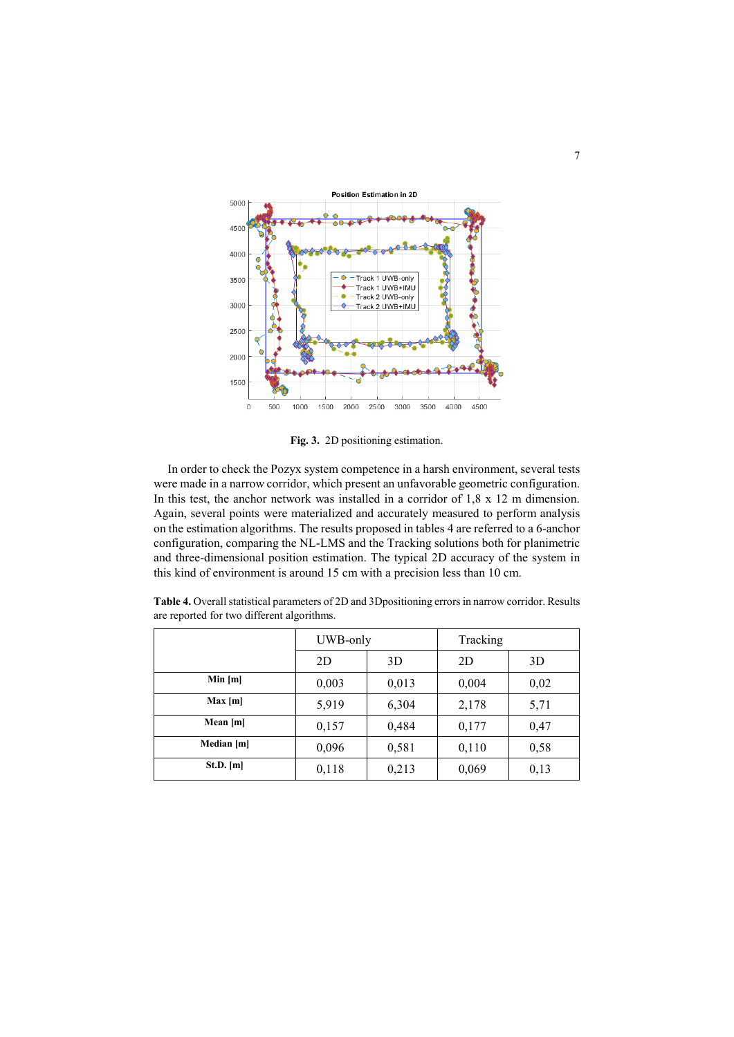**Fig. 3.** 2D positioning estimation.

In order to check the Pozyx system competence in a harsh environment, several tests were made in a narrow corridor, which present an unfavorable geometric configuration. In this test, the anchor network was installed in a corridor of 1,8 x 12 m dimension. Again, several points were materialized and accurately measured to perform analysis on the estimation algorithms. The results proposed in tables 4 are referred to a 6-anchor configuration, comparing the NL-LMS and the Tracking solutions both for planimetric and three-dimensional position estimation. The typical 2D accuracy of the system in this kind of environment is around 15 cm with a precision less than 10 cm.

**Table 4.** Overall statistical parameters of 2D and 3Dpositioning errors in narrow corridor. Results are reported for two different algorithms.

| | UWB-only | | Tracking | |
|---|---|---|---|---|
| | 2D | 3D | 2D | 3D |
| **Min [m]** | 0,003 | 0,013 | 0,004 | 0,02 |
| **Max [m]** | 5,919 | 6,304 | 2,178 | 5,71 |
| **Mean [m]** | 0,157 | 0,484 | 0,177 | 0,47 |
| **Median [m]** | 0,096 | 0,581 | 0,110 | 0,58 |
| **St.D. [m]** | 0,118 | 0,213 | 0,069 | 0,13 |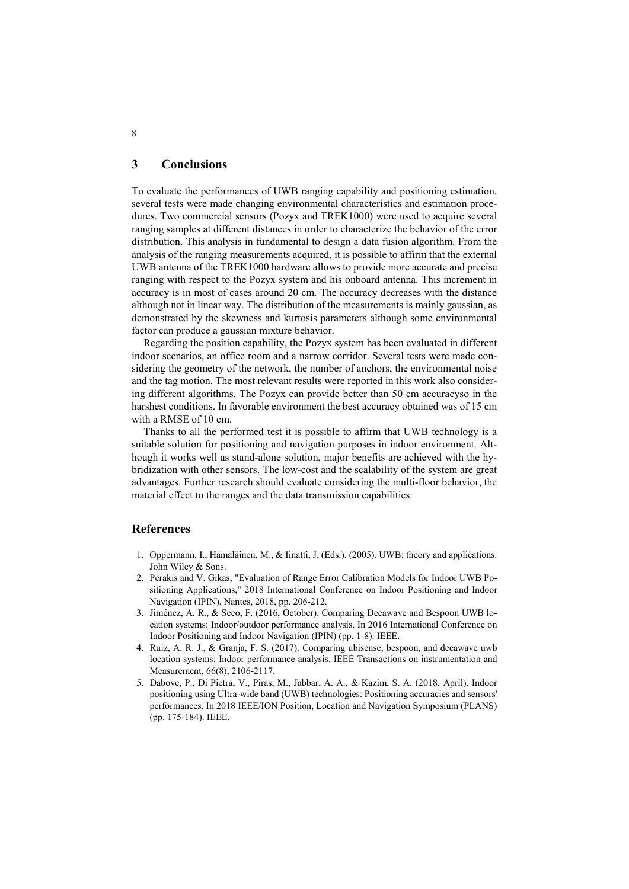## 3 Conclusions

To evaluate the performances of UWB ranging capability and positioning estimation, several tests were made changing environmental characteristics and estimation procedures. Two commercial sensors (Pozyx and TREK1000) were used to acquire several ranging samples at different distances in order to characterize the behavior of the error distribution. This analysis in fundamental to design a data fusion algorithm. From the analysis of the ranging measurements acquired, it is possible to affirm that the external UWB antenna of the TREK1000 hardware allows to provide more accurate and precise ranging with respect to the Pozyx system and his onboard antenna. This increment in accuracy is in most of cases around 20 cm. The accuracy decreases with the distance although not in linear way. The distribution of the measurements is mainly gaussian, as demonstrated by the skewness and kurtosis parameters although some environmental factor can produce a gaussian mixture behavior.

Regarding the position capability, the Pozyx system has been evaluated in different indoor scenarios, an office room and a narrow corridor. Several tests were made considering the geometry of the network, the number of anchors, the environmental noise and the tag motion. The most relevant results were reported in this work also considering different algorithms. The Pozyx can provide better than 50 cm accuracyso in the harshest conditions. In favorable environment the best accuracy obtained was of 15 cm with a RMSE of 10 cm.

Thanks to all the performed test it is possible to affirm that UWB technology is a suitable solution for positioning and navigation purposes in indoor environment. Although it works well as stand-alone solution, major benefits are achieved with the hybridization with other sensors. The low-cost and the scalability of the system are great advantages. Further research should evaluate considering the multi-floor behavior, the material effect to the ranges and the data transmission capabilities.

## References

1. Oppermann, I., Hämäläinen, M., & Iinatti, J. (Eds.). (2005). UWB: theory and applications. John Wiley & Sons.
2. Perakis and V. Gikas, "Evaluation of Range Error Calibration Models for Indoor UWB Positioning Applications," 2018 International Conference on Indoor Positioning and Indoor Navigation (IPIN), Nantes, 2018, pp. 206-212.
3. Jiménez, A. R., & Seco, F. (2016, October). Comparing Decawave and Bespoon UWB location systems: Indoor/outdoor performance analysis. In 2016 International Conference on Indoor Positioning and Indoor Navigation (IPIN) (pp. 1-8). IEEE.
4. Ruiz, A. R. J., & Granja, F. S. (2017). Comparing ubisense, bespoon, and decawave uwb location systems: Indoor performance analysis. IEEE Transactions on instrumentation and Measurement, 66(8), 2106-2117.
5. Dabove, P., Di Pietra, V., Piras, M., Jabbar, A. A., & Kazim, S. A. (2018, April). Indoor positioning using Ultra-wide band (UWB) technologies: Positioning accuracies and sensors' performances. In 2018 IEEE/ION Position, Location and Navigation Symposium (PLANS) (pp. 175-184). IEEE.